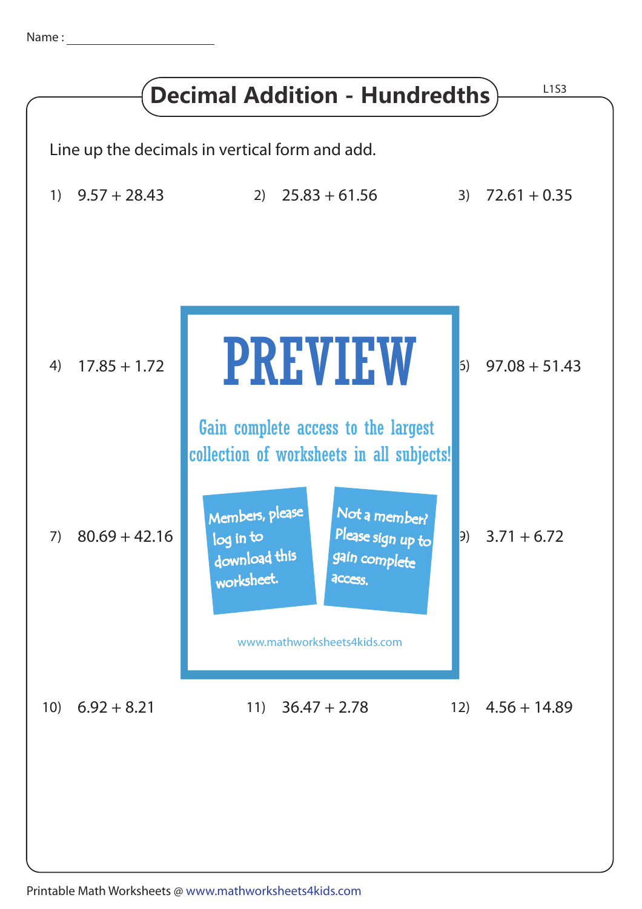Name : ______________________

# Decimal Addition - Hundredths

L1S3

Line up the decimals in vertical form and add.

1) 9.57 + 28.43

2) 25.83 + 61.56

3) 72.61 + 0.35

4) 17.85 + 1.72

6) 97.08 + 51.43

7) 80.69 + 42.16

9) 3.71 + 6.72

10) 6.92 + 8.21

11) 36.47 + 2.78

12) 4.56 + 14.89

PREVIEW

Gain complete access to the largest collection of worksheets in all subjects!

Members, please log in to download this worksheet.

Not a member? Please sign up to gain complete access.

www.mathworksheets4kids.com

Printable Math Worksheets @ www.mathworksheets4kids.com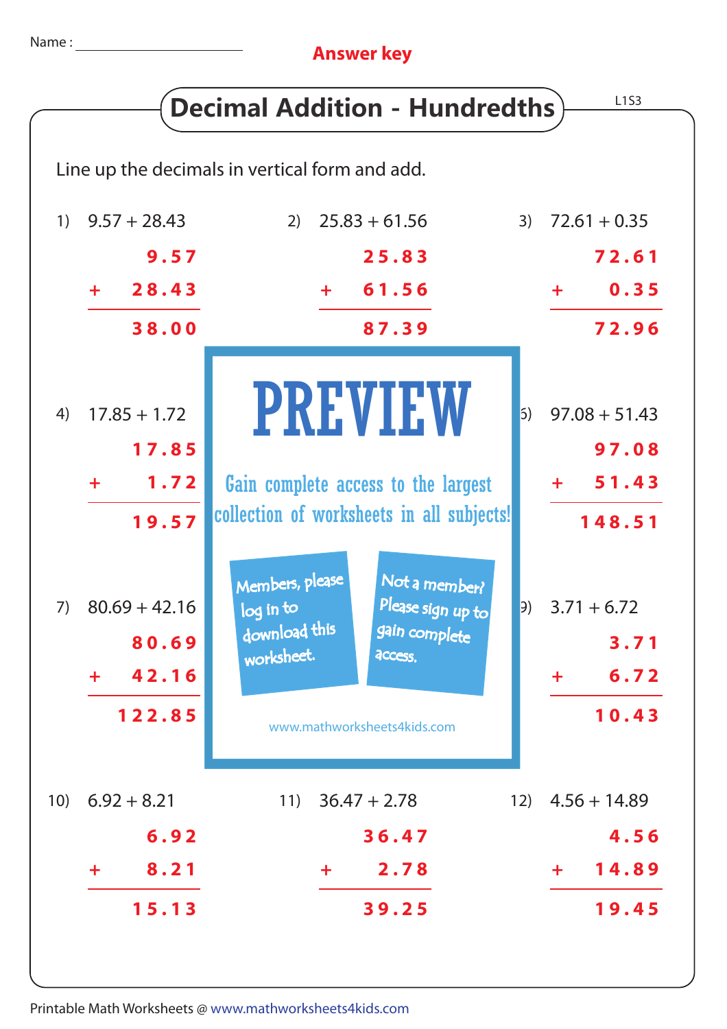Name :

**Answer key**

# Decimal Addition - Hundredths

L1S3

Line up the decimals in vertical form and add.

1) 9.57 + 28.43

$$\begin{array}{r} 9.57 \\ +\ 28.43 \\ \hline 38.00 \end{array}$$

2) 25.83 + 61.56

$$\begin{array}{r} 25.83 \\ +\ 61.56 \\ \hline 87.39 \end{array}$$

3) 72.61 + 0.35

$$\begin{array}{r} 72.61 \\ +\ 0.35 \\ \hline 72.96 \end{array}$$

4) 17.85 + 1.72

$$\begin{array}{r} 17.85 \\ +\ 1.72 \\ \hline 19.57 \end{array}$$

6) 97.08 + 51.43

$$\begin{array}{r} 97.08 \\ +\ 51.43 \\ \hline 148.51 \end{array}$$

7) 80.69 + 42.16

$$\begin{array}{r} 80.69 \\ +\ 42.16 \\ \hline 122.85 \end{array}$$

9) 3.71 + 6.72

$$\begin{array}{r} 3.71 \\ +\ 6.72 \\ \hline 10.43 \end{array}$$

PREVIEW

Gain complete access to the largest collection of worksheets in all subjects!

Members, please log in to download this worksheet.

Not a member? Please sign up to gain complete access.

www.mathworksheets4kids.com

10) 6.92 + 8.21

$$\begin{array}{r} 6.92 \\ +\ 8.21 \\ \hline 15.13 \end{array}$$

11) 36.47 + 2.78

$$\begin{array}{r} 36.47 \\ +\ 2.78 \\ \hline 39.25 \end{array}$$

12) 4.56 + 14.89

$$\begin{array}{r} 4.56 \\ +\ 14.89 \\ \hline 19.45 \end{array}$$

Printable Math Worksheets @ www.mathworksheets4kids.com